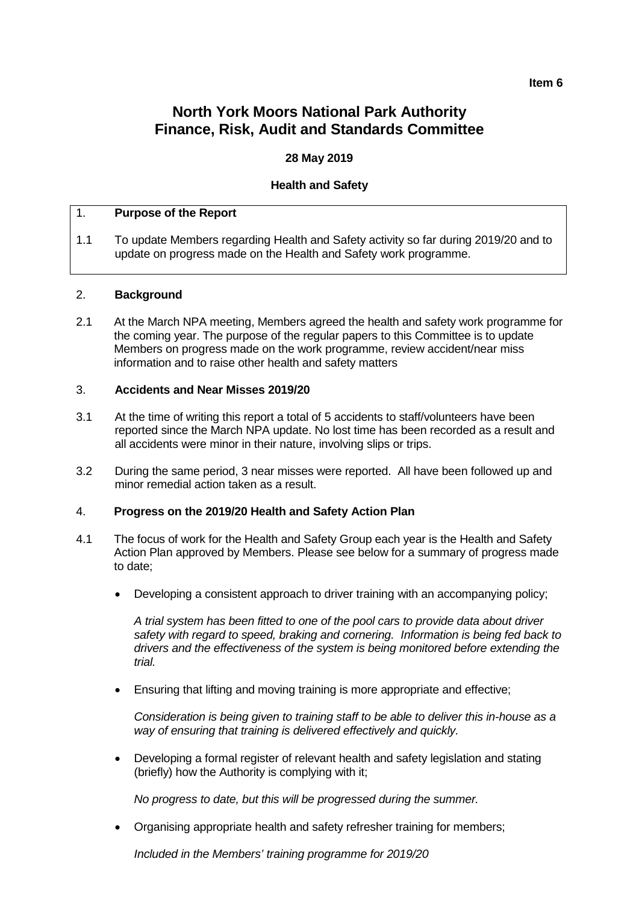**Item 6**

# North York Moors National Park Authority
# Finance, Risk, Audit and Standards Committee

**28 May 2019**

**Health and Safety**

## 1. Purpose of the Report

1.1 To update Members regarding Health and Safety activity so far during 2019/20 and to update on progress made on the Health and Safety work programme.

## 2. Background

2.1 At the March NPA meeting, Members agreed the health and safety work programme for the coming year. The purpose of the regular papers to this Committee is to update Members on progress made on the work programme, review accident/near miss information and to raise other health and safety matters

## 3. Accidents and Near Misses 2019/20

3.1 At the time of writing this report a total of 5 accidents to staff/volunteers have been reported since the March NPA update. No lost time has been recorded as a result and all accidents were minor in their nature, involving slips or trips.

3.2 During the same period, 3 near misses were reported. All have been followed up and minor remedial action taken as a result.

## 4. Progress on the 2019/20 Health and Safety Action Plan

4.1 The focus of work for the Health and Safety Group each year is the Health and Safety Action Plan approved by Members. Please see below for a summary of progress made to date;

- Developing a consistent approach to driver training with an accompanying policy;

  *A trial system has been fitted to one of the pool cars to provide data about driver safety with regard to speed, braking and cornering. Information is being fed back to drivers and the effectiveness of the system is being monitored before extending the trial.*

- Ensuring that lifting and moving training is more appropriate and effective;

  *Consideration is being given to training staff to be able to deliver this in-house as a way of ensuring that training is delivered effectively and quickly.*

- Developing a formal register of relevant health and safety legislation and stating (briefly) how the Authority is complying with it;

  *No progress to date, but this will be progressed during the summer.*

- Organising appropriate health and safety refresher training for members;

  *Included in the Members' training programme for 2019/20*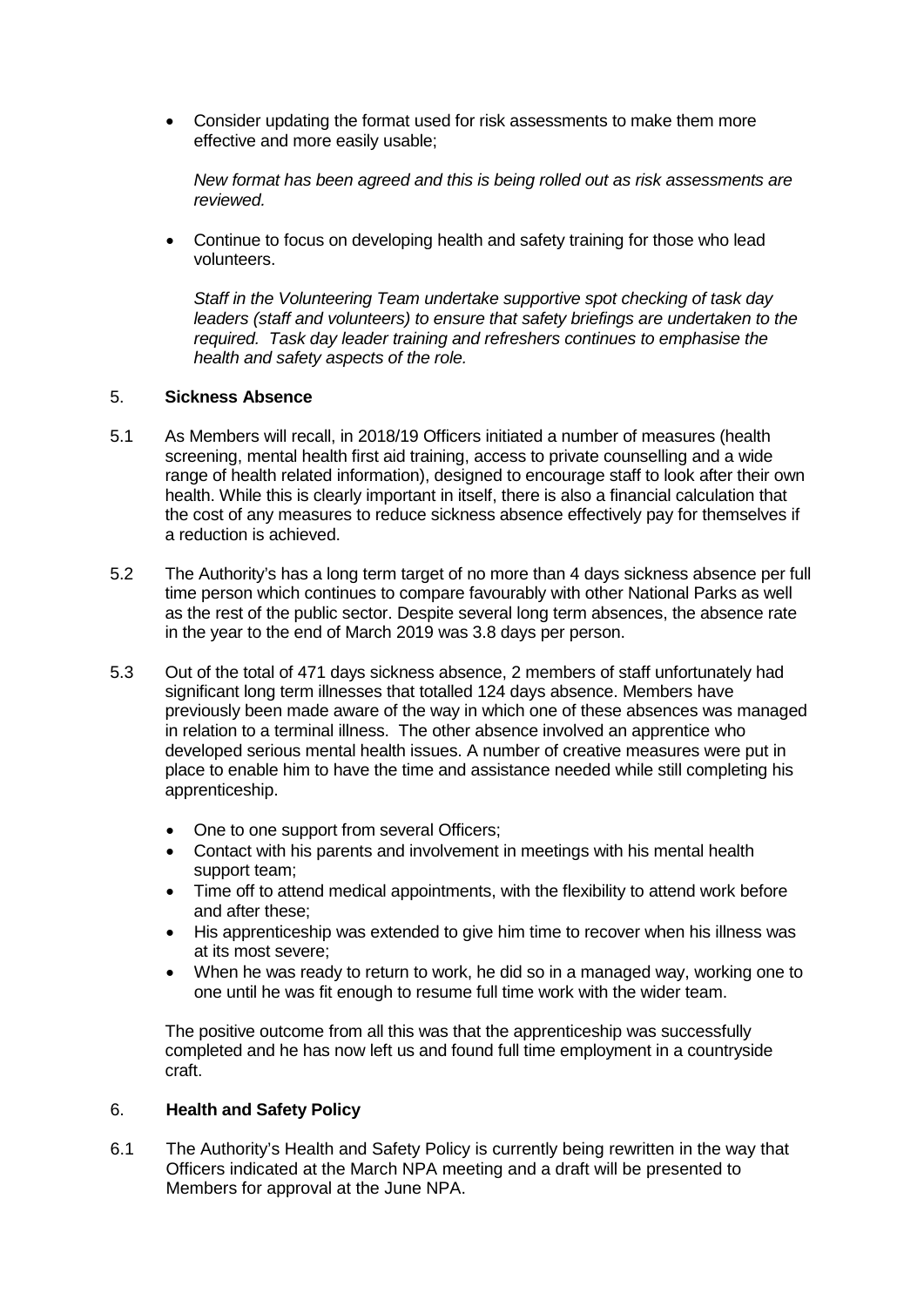- Consider updating the format used for risk assessments to make them more effective and more easily usable;

  *New format has been agreed and this is being rolled out as risk assessments are reviewed.*

- Continue to focus on developing health and safety training for those who lead volunteers.

  *Staff in the Volunteering Team undertake supportive spot checking of task day leaders (staff and volunteers) to ensure that safety briefings are undertaken to the required. Task day leader training and refreshers continues to emphasise the health and safety aspects of the role.*

## 5. Sickness Absence

5.1 As Members will recall, in 2018/19 Officers initiated a number of measures (health screening, mental health first aid training, access to private counselling and a wide range of health related information), designed to encourage staff to look after their own health. While this is clearly important in itself, there is also a financial calculation that the cost of any measures to reduce sickness absence effectively pay for themselves if a reduction is achieved.

5.2 The Authority's has a long term target of no more than 4 days sickness absence per full time person which continues to compare favourably with other National Parks as well as the rest of the public sector. Despite several long term absences, the absence rate in the year to the end of March 2019 was 3.8 days per person.

5.3 Out of the total of 471 days sickness absence, 2 members of staff unfortunately had significant long term illnesses that totalled 124 days absence. Members have previously been made aware of the way in which one of these absences was managed in relation to a terminal illness. The other absence involved an apprentice who developed serious mental health issues. A number of creative measures were put in place to enable him to have the time and assistance needed while still completing his apprenticeship.

- One to one support from several Officers;
- Contact with his parents and involvement in meetings with his mental health support team;
- Time off to attend medical appointments, with the flexibility to attend work before and after these;
- His apprenticeship was extended to give him time to recover when his illness was at its most severe;
- When he was ready to return to work, he did so in a managed way, working one to one until he was fit enough to resume full time work with the wider team.

The positive outcome from all this was that the apprenticeship was successfully completed and he has now left us and found full time employment in a countryside craft.

## 6. Health and Safety Policy

6.1 The Authority's Health and Safety Policy is currently being rewritten in the way that Officers indicated at the March NPA meeting and a draft will be presented to Members for approval at the June NPA.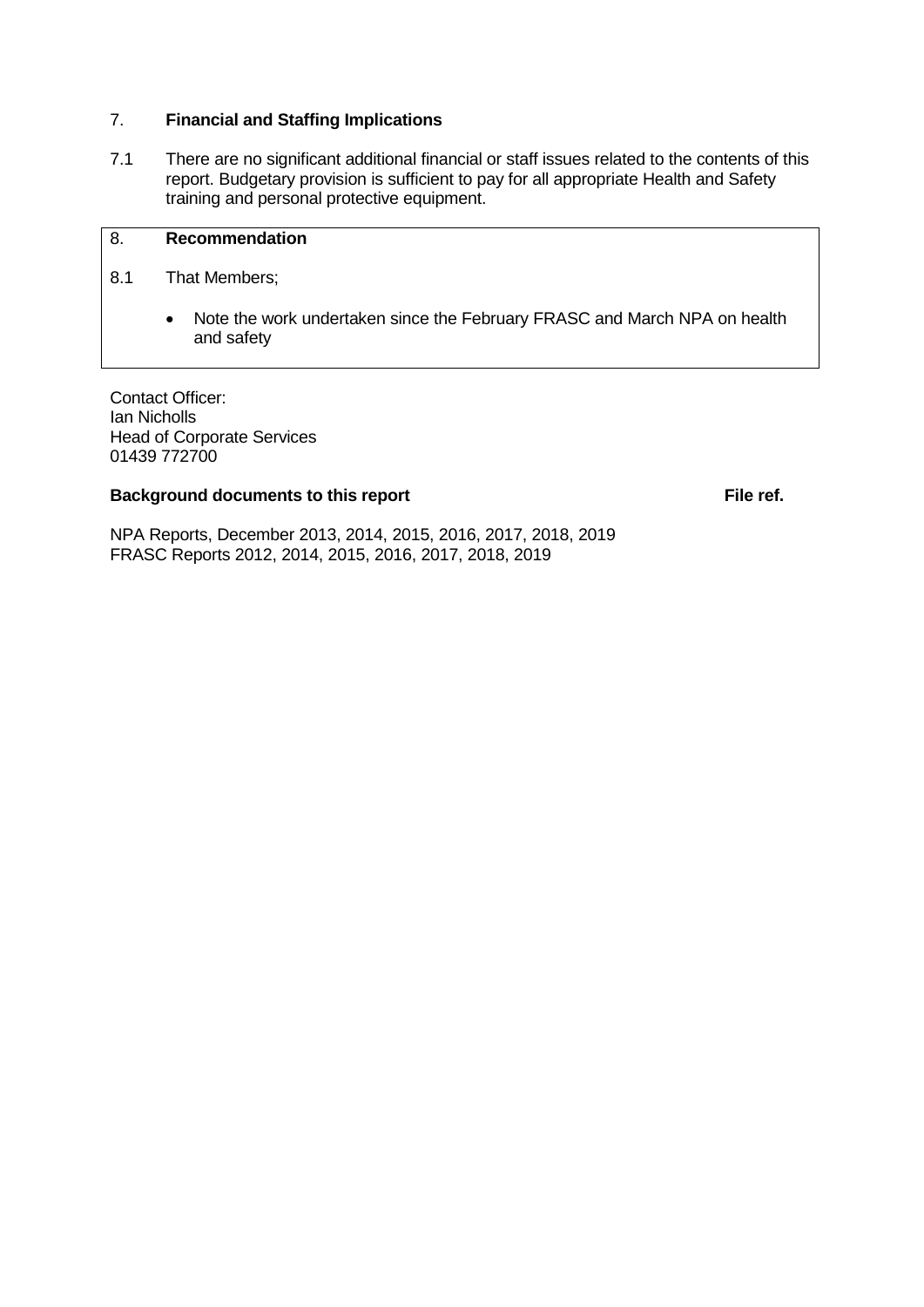## 7. **Financial and Staffing Implications**

7.1 There are no significant additional financial or staff issues related to the contents of this report. Budgetary provision is sufficient to pay for all appropriate Health and Safety training and personal protective equipment.

## 8. **Recommendation**

8.1 That Members;

- Note the work undertaken since the February FRASC and March NPA on health and safety

Contact Officer:
Ian Nicholls
Head of Corporate Services
01439 772700

**Background documents to this report** **File ref.**

NPA Reports, December 2013, 2014, 2015, 2016, 2017, 2018, 2019
FRASC Reports 2012, 2014, 2015, 2016, 2017, 2018, 2019